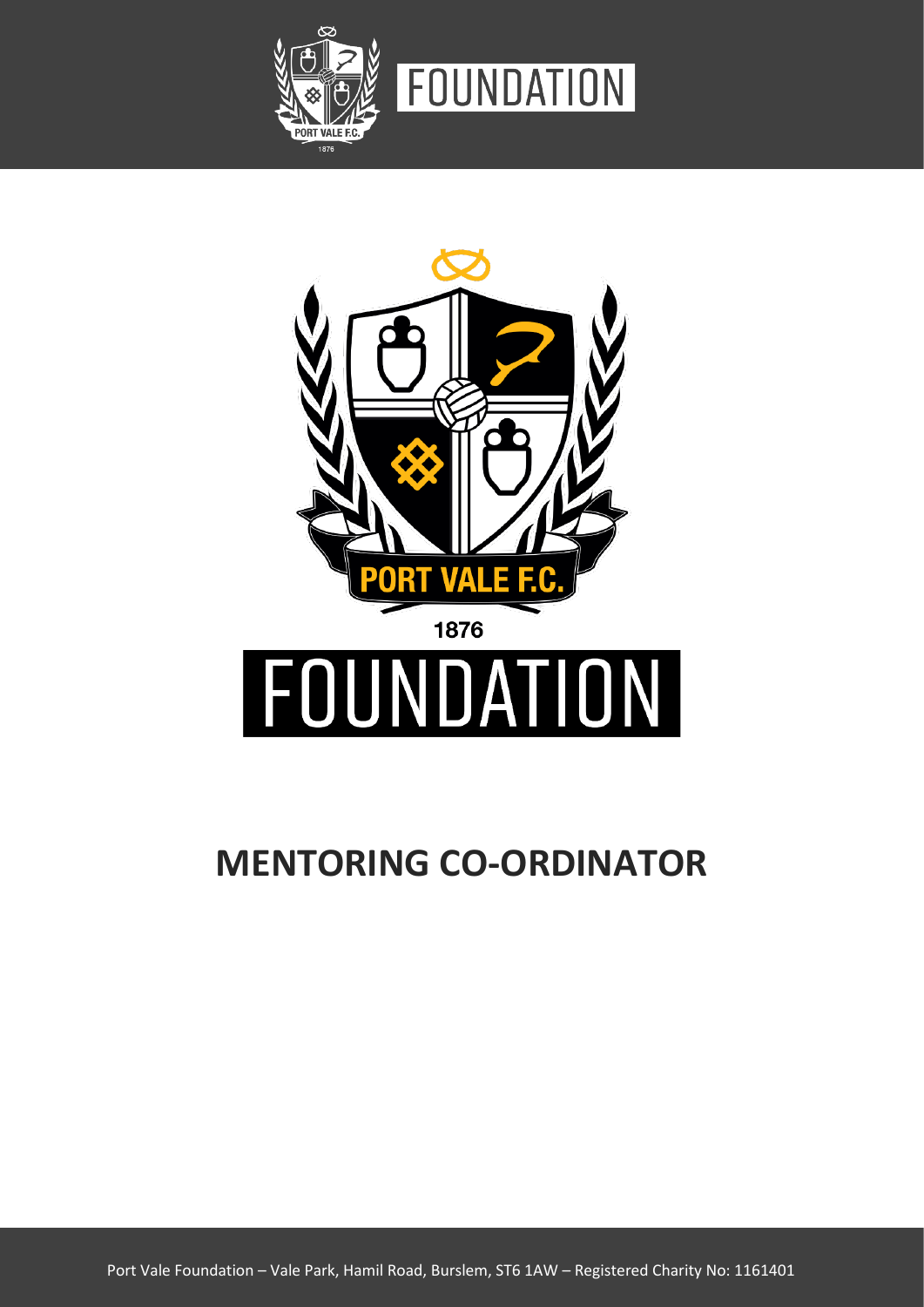# MENTORING CO-ORDINATOR

Port Vale Foundation – Vale Park, Hamil Road, Burslem, ST6 1AW – Registered Charity No: 1161401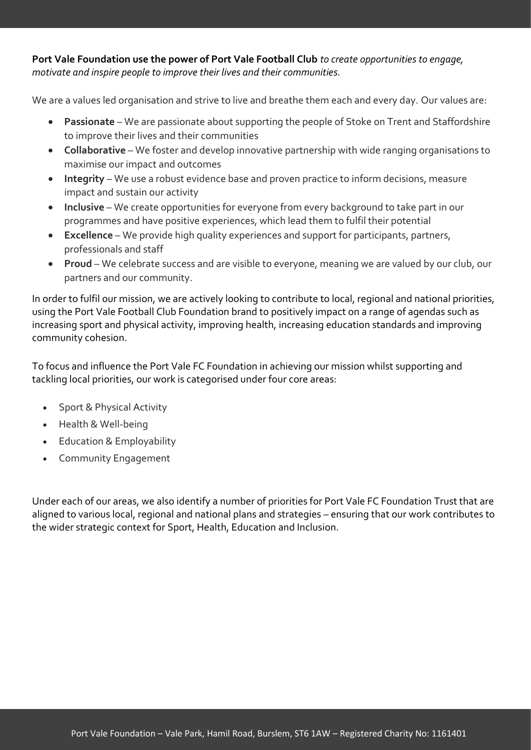**Port Vale Foundation use the power of Port Vale Football Club** *to create opportunities to engage, motivate and inspire people to improve their lives and their communities.*

We are a values led organisation and strive to live and breathe them each and every day. Our values are:

- **Passionate** – We are passionate about supporting the people of Stoke on Trent and Staffordshire to improve their lives and their communities
- **Collaborative** – We foster and develop innovative partnership with wide ranging organisations to maximise our impact and outcomes
- **Integrity** – We use a robust evidence base and proven practice to inform decisions, measure impact and sustain our activity
- **Inclusive** – We create opportunities for everyone from every background to take part in our programmes and have positive experiences, which lead them to fulfil their potential
- **Excellence** – We provide high quality experiences and support for participants, partners, professionals and staff
- **Proud** – We celebrate success and are visible to everyone, meaning we are valued by our club, our partners and our community.

In order to fulfil our mission, we are actively looking to contribute to local, regional and national priorities, using the Port Vale Football Club Foundation brand to positively impact on a range of agendas such as increasing sport and physical activity, improving health, increasing education standards and improving community cohesion.

To focus and influence the Port Vale FC Foundation in achieving our mission whilst supporting and tackling local priorities, our work is categorised under four core areas:

- Sport & Physical Activity
- Health & Well-being
- Education & Employability
- Community Engagement

Under each of our areas, we also identify a number of priorities for Port Vale FC Foundation Trust that are aligned to various local, regional and national plans and strategies – ensuring that our work contributes to the wider strategic context for Sport, Health, Education and Inclusion.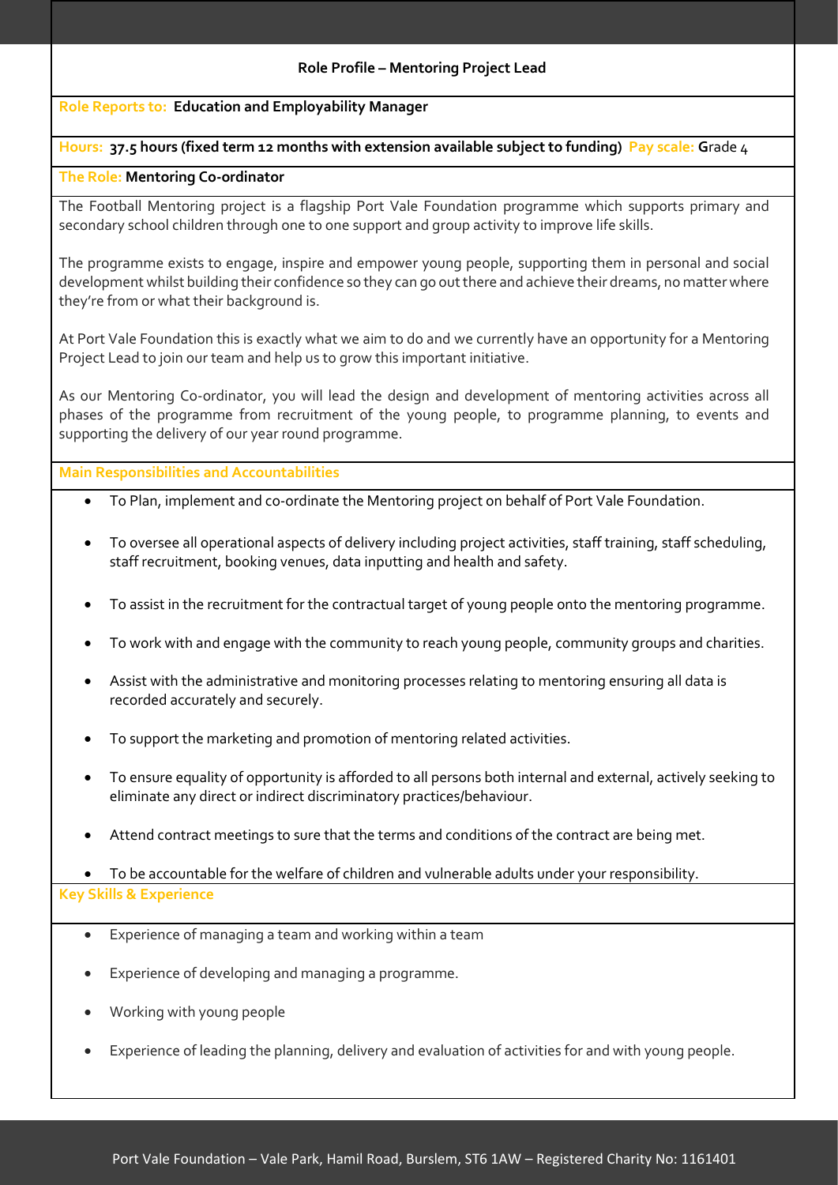## Role Profile – Mentoring Project Lead

**Role Reports to:** **Education and Employability Manager**

**Hours:** **37.5 hours (fixed term 12 months with extension available subject to funding)** **Pay scale:** **G**rade 4

**The Role:** **Mentoring Co-ordinator**

The Football Mentoring project is a flagship Port Vale Foundation programme which supports primary and secondary school children through one to one support and group activity to improve life skills.

The programme exists to engage, inspire and empower young people, supporting them in personal and social development whilst building their confidence so they can go out there and achieve their dreams, no matter where they're from or what their background is.

At Port Vale Foundation this is exactly what we aim to do and we currently have an opportunity for a Mentoring Project Lead to join our team and help us to grow this important initiative.

As our Mentoring Co-ordinator, you will lead the design and development of mentoring activities across all phases of the programme from recruitment of the young people, to programme planning, to events and supporting the delivery of our year round programme.

### Main Responsibilities and Accountabilities

- To Plan, implement and co-ordinate the Mentoring project on behalf of Port Vale Foundation.
- To oversee all operational aspects of delivery including project activities, staff training, staff scheduling, staff recruitment, booking venues, data inputting and health and safety.
- To assist in the recruitment for the contractual target of young people onto the mentoring programme.
- To work with and engage with the community to reach young people, community groups and charities.
- Assist with the administrative and monitoring processes relating to mentoring ensuring all data is recorded accurately and securely.
- To support the marketing and promotion of mentoring related activities.
- To ensure equality of opportunity is afforded to all persons both internal and external, actively seeking to eliminate any direct or indirect discriminatory practices/behaviour.
- Attend contract meetings to sure that the terms and conditions of the contract are being met.
- To be accountable for the welfare of children and vulnerable adults under your responsibility.

### Key Skills & Experience

- Experience of managing a team and working within a team
- Experience of developing and managing a programme.
- Working with young people
- Experience of leading the planning, delivery and evaluation of activities for and with young people.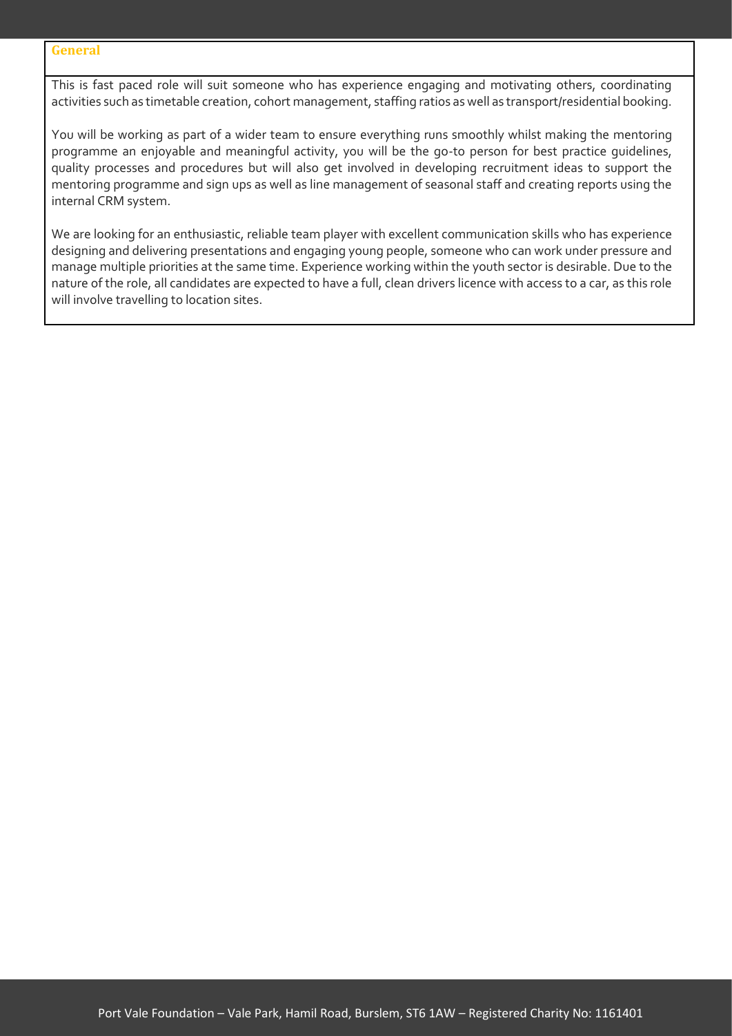## General

This is fast paced role will suit someone who has experience engaging and motivating others, coordinating activities such as timetable creation, cohort management, staffing ratios as well as transport/residential booking.

You will be working as part of a wider team to ensure everything runs smoothly whilst making the mentoring programme an enjoyable and meaningful activity, you will be the go-to person for best practice guidelines, quality processes and procedures but will also get involved in developing recruitment ideas to support the mentoring programme and sign ups as well as line management of seasonal staff and creating reports using the internal CRM system.

We are looking for an enthusiastic, reliable team player with excellent communication skills who has experience designing and delivering presentations and engaging young people, someone who can work under pressure and manage multiple priorities at the same time. Experience working within the youth sector is desirable. Due to the nature of the role, all candidates are expected to have a full, clean drivers licence with access to a car, as this role will involve travelling to location sites.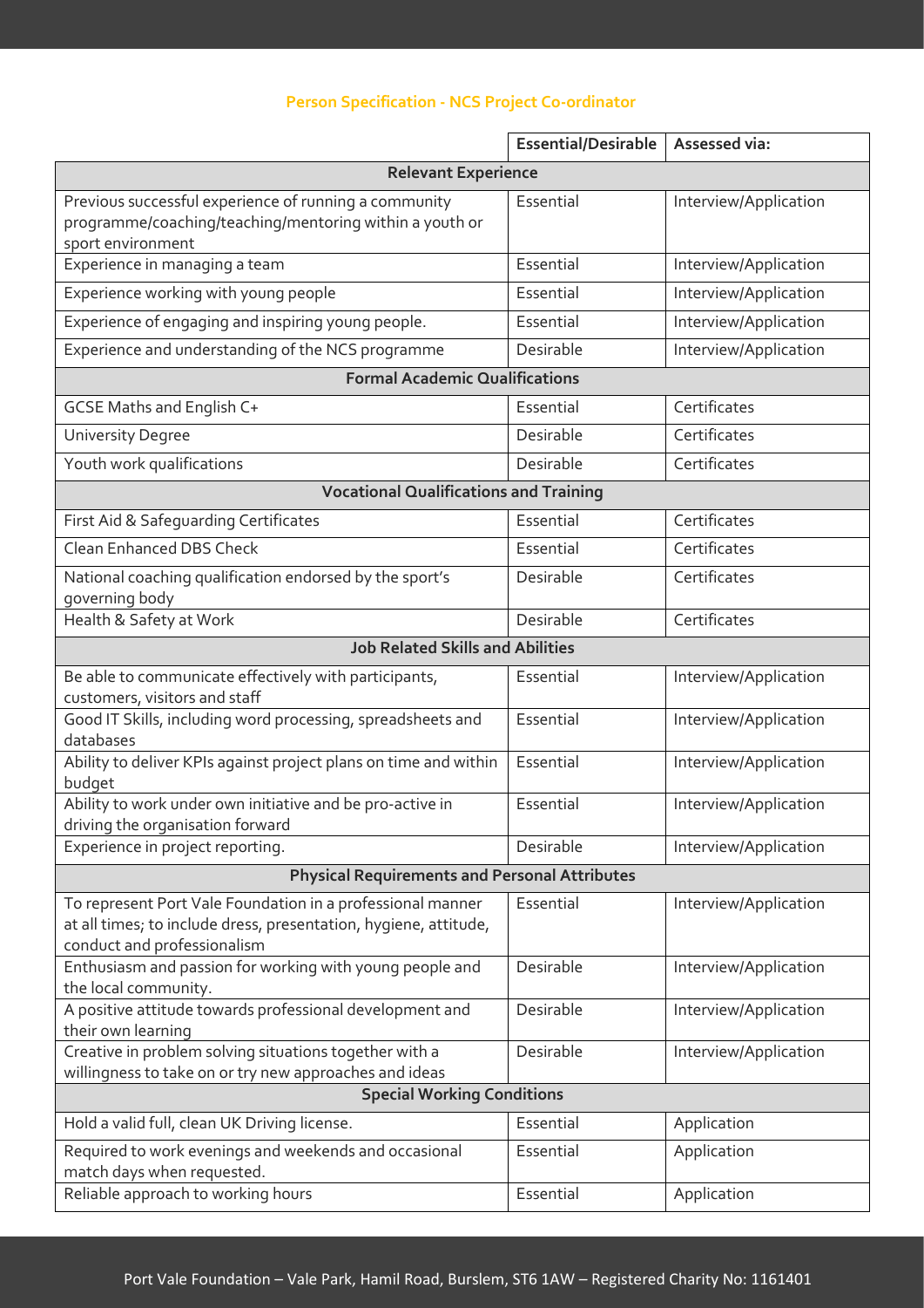## Person Specification - NCS Project Co-ordinator

| | Essential/Desirable | Assessed via: |
|---|---|---|
| **Relevant Experience** | | |
| Previous successful experience of running a community programme/coaching/teaching/mentoring within a youth or sport environment | Essential | Interview/Application |
| Experience in managing a team | Essential | Interview/Application |
| Experience working with young people | Essential | Interview/Application |
| Experience of engaging and inspiring young people. | Essential | Interview/Application |
| Experience and understanding of the NCS programme | Desirable | Interview/Application |
| **Formal Academic Qualifications** | | |
| GCSE Maths and English C+ | Essential | Certificates |
| University Degree | Desirable | Certificates |
| Youth work qualifications | Desirable | Certificates |
| **Vocational Qualifications and Training** | | |
| First Aid & Safeguarding Certificates | Essential | Certificates |
| Clean Enhanced DBS Check | Essential | Certificates |
| National coaching qualification endorsed by the sport's governing body | Desirable | Certificates |
| Health & Safety at Work | Desirable | Certificates |
| **Job Related Skills and Abilities** | | |
| Be able to communicate effectively with participants, customers, visitors and staff | Essential | Interview/Application |
| Good IT Skills, including word processing, spreadsheets and databases | Essential | Interview/Application |
| Ability to deliver KPIs against project plans on time and within budget | Essential | Interview/Application |
| Ability to work under own initiative and be pro-active in driving the organisation forward | Essential | Interview/Application |
| Experience in project reporting. | Desirable | Interview/Application |
| **Physical Requirements and Personal Attributes** | | |
| To represent Port Vale Foundation in a professional manner at all times; to include dress, presentation, hygiene, attitude, conduct and professionalism | Essential | Interview/Application |
| Enthusiasm and passion for working with young people and the local community. | Desirable | Interview/Application |
| A positive attitude towards professional development and their own learning | Desirable | Interview/Application |
| Creative in problem solving situations together with a willingness to take on or try new approaches and ideas | Desirable | Interview/Application |
| **Special Working Conditions** | | |
| Hold a valid full, clean UK Driving license. | Essential | Application |
| Required to work evenings and weekends and occasional match days when requested. | Essential | Application |
| Reliable approach to working hours | Essential | Application |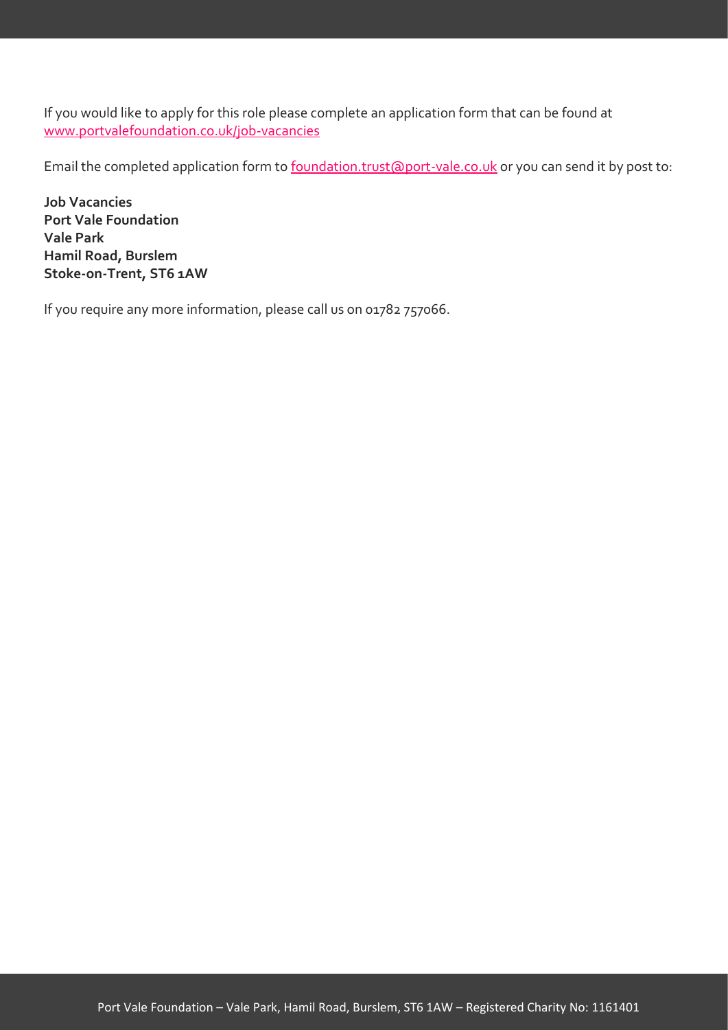If you would like to apply for this role please complete an application form that can be found at [www.portvalefoundation.co.uk/job-vacancies](http://www.portvalefoundation.co.uk/job-vacancies)

Email the completed application form to [foundation.trust@port-vale.co.uk](mailto:foundation.trust@port-vale.co.uk) or you can send it by post to:

**Job Vacancies**
**Port Vale Foundation**
**Vale Park**
**Hamil Road, Burslem**
**Stoke-on-Trent, ST6 1AW**

If you require any more information, please call us on 01782 757066.